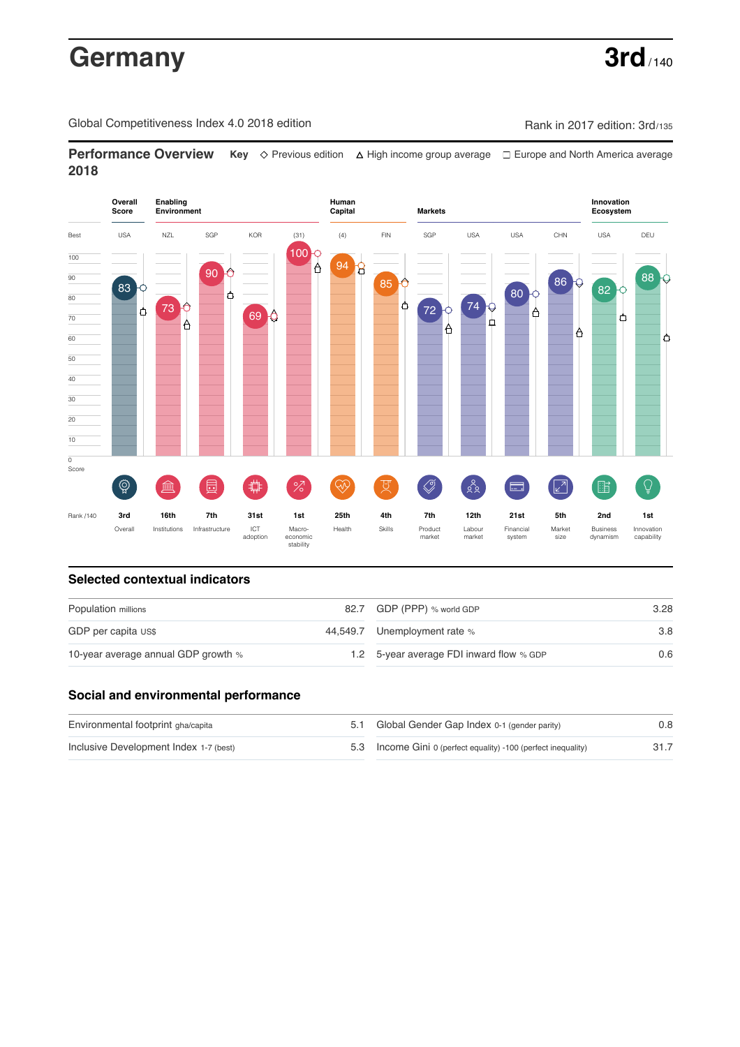# Germany

**3rd** / 140

Global Competitiveness Index 4.0 2018 edition

Rank in 2017 edition: 3rd/135

## Performance Overview 2018

**Key** ◇ Previous edition △ High income group average □ Europe and North America average

| | Overall Score | Enabling Environment | | | | Human Capital | | Markets | | | | Innovation Ecosystem | |
|---|---|---|---|---|---|---|---|---|---|---|---|---|---|
| Best | USA | NZL | SGP | KOR | (31) | (4) | FIN | SGP | USA | USA | CHN | USA | DEU |
| Score | 83 | 73 | 90 | 69 | 100 | 94 | 85 | 72 | 74 | 80 | 86 | 82 | 88 |
| Rank /140 | 3rd | 16th | 7th | 31st | 1st | 25th | 4th | 7th | 12th | 21st | 5th | 2nd | 1st |
| | Overall | Institutions | Infrastructure | ICT adoption | Macro-economic stability | Health | Skills | Product market | Labour market | Financial system | Market size | Business dynamism | Innovation capability |

## Selected contextual indicators

| | | | |
|---|---|---|---|
| Population millions | 82.7 | GDP (PPP) % world GDP | 3.28 |
| GDP per capita US$ | 44,549.7 | Unemployment rate % | 3.8 |
| 10-year average annual GDP growth % | 1.2 | 5-year average FDI inward flow % GDP | 0.6 |

## Social and environmental performance

| | | | |
|---|---|---|---|
| Environmental footprint gha/capita | 5.1 | Global Gender Gap Index 0-1 (gender parity) | 0.8 |
| Inclusive Development Index 1-7 (best) | 5.3 | Income Gini 0 (perfect equality) -100 (perfect inequality) | 31.7 |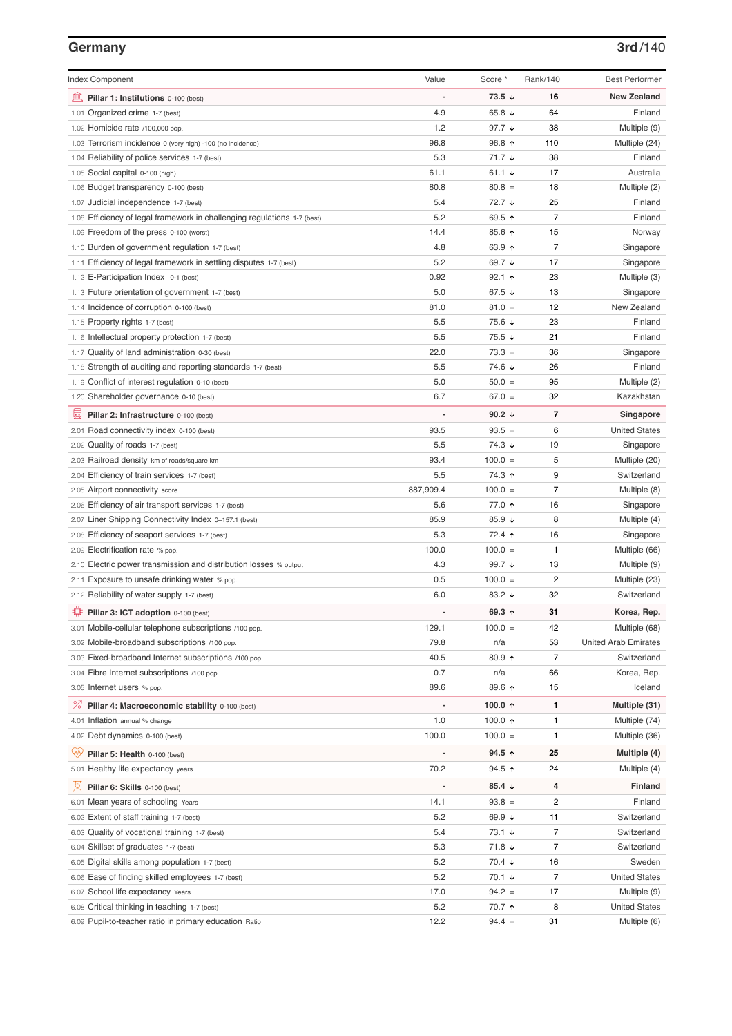## Germany

**3rd/140**

| Index Component | Value | Score * | Rank/140 | Best Performer |
|---|---|---|---|---|
| **Pillar 1: Institutions** 0-100 (best) | - | **73.5 ↓** | **16** | **New Zealand** |
| 1.01 Organized crime 1-7 (best) | 4.9 | 65.8 ↓ | 64 | Finland |
| 1.02 Homicide rate /100,000 pop. | 1.2 | 97.7 ↓ | 38 | Multiple (9) |
| 1.03 Terrorism incidence 0 (very high) -100 (no incidence) | 96.8 | 96.8 ↑ | 110 | Multiple (24) |
| 1.04 Reliability of police services 1-7 (best) | 5.3 | 71.7 ↓ | 38 | Finland |
| 1.05 Social capital 0-100 (high) | 61.1 | 61.1 ↓ | 17 | Australia |
| 1.06 Budget transparency 0-100 (best) | 80.8 | 80.8 = | 18 | Multiple (2) |
| 1.07 Judicial independence 1-7 (best) | 5.4 | 72.7 ↓ | 25 | Finland |
| 1.08 Efficiency of legal framework in challenging regulations 1-7 (best) | 5.2 | 69.5 ↑ | 7 | Finland |
| 1.09 Freedom of the press 0-100 (worst) | 14.4 | 85.6 ↑ | 15 | Norway |
| 1.10 Burden of government regulation 1-7 (best) | 4.8 | 63.9 ↑ | 7 | Singapore |
| 1.11 Efficiency of legal framework in settling disputes 1-7 (best) | 5.2 | 69.7 ↓ | 17 | Singapore |
| 1.12 E-Participation Index 0-1 (best) | 0.92 | 92.1 ↑ | 23 | Multiple (3) |
| 1.13 Future orientation of government 1-7 (best) | 5.0 | 67.5 ↓ | 13 | Singapore |
| 1.14 Incidence of corruption 0-100 (best) | 81.0 | 81.0 = | 12 | New Zealand |
| 1.15 Property rights 1-7 (best) | 5.5 | 75.6 ↓ | 23 | Finland |
| 1.16 Intellectual property protection 1-7 (best) | 5.5 | 75.5 ↓ | 21 | Finland |
| 1.17 Quality of land administration 0-30 (best) | 22.0 | 73.3 = | 36 | Singapore |
| 1.18 Strength of auditing and reporting standards 1-7 (best) | 5.5 | 74.6 ↓ | 26 | Finland |
| 1.19 Conflict of interest regulation 0-10 (best) | 5.0 | 50.0 = | 95 | Multiple (2) |
| 1.20 Shareholder governance 0-10 (best) | 6.7 | 67.0 = | 32 | Kazakhstan |
| **Pillar 2: Infrastructure** 0-100 (best) | - | **90.2 ↓** | **7** | **Singapore** |
| 2.01 Road connectivity index 0-100 (best) | 93.5 | 93.5 = | 6 | United States |
| 2.02 Quality of roads 1-7 (best) | 5.5 | 74.3 ↓ | 19 | Singapore |
| 2.03 Railroad density km of roads/square km | 93.4 | 100.0 = | 5 | Multiple (20) |
| 2.04 Efficiency of train services 1-7 (best) | 5.5 | 74.3 ↑ | 9 | Switzerland |
| 2.05 Airport connectivity score | 887,909.4 | 100.0 = | 7 | Multiple (8) |
| 2.06 Efficiency of air transport services 1-7 (best) | 5.6 | 77.0 ↑ | 16 | Singapore |
| 2.07 Liner Shipping Connectivity Index 0–157.1 (best) | 85.9 | 85.9 ↓ | 8 | Multiple (4) |
| 2.08 Efficiency of seaport services 1-7 (best) | 5.3 | 72.4 ↑ | 16 | Singapore |
| 2.09 Electrification rate % pop. | 100.0 | 100.0 = | 1 | Multiple (66) |
| 2.10 Electric power transmission and distribution losses % output | 4.3 | 99.7 ↓ | 13 | Multiple (9) |
| 2.11 Exposure to unsafe drinking water % pop. | 0.5 | 100.0 = | 2 | Multiple (23) |
| 2.12 Reliability of water supply 1-7 (best) | 6.0 | 83.2 ↓ | 32 | Switzerland |
| **Pillar 3: ICT adoption** 0-100 (best) | - | **69.3 ↑** | **31** | **Korea, Rep.** |
| 3.01 Mobile-cellular telephone subscriptions /100 pop. | 129.1 | 100.0 = | 42 | Multiple (68) |
| 3.02 Mobile-broadband subscriptions /100 pop. | 79.8 | n/a | 53 | United Arab Emirates |
| 3.03 Fixed-broadband Internet subscriptions /100 pop. | 40.5 | 80.9 ↑ | 7 | Switzerland |
| 3.04 Fibre Internet subscriptions /100 pop. | 0.7 | n/a | 66 | Korea, Rep. |
| 3.05 Internet users % pop. | 89.6 | 89.6 ↑ | 15 | Iceland |
| **Pillar 4: Macroeconomic stability** 0-100 (best) | - | **100.0 ↑** | **1** | **Multiple (31)** |
| 4.01 Inflation annual % change | 1.0 | 100.0 ↑ | 1 | Multiple (74) |
| 4.02 Debt dynamics 0-100 (best) | 100.0 | 100.0 = | 1 | Multiple (36) |
| **Pillar 5: Health** 0-100 (best) | - | **94.5 ↑** | **25** | **Multiple (4)** |
| 5.01 Healthy life expectancy years | 70.2 | 94.5 ↑ | 24 | Multiple (4) |
| **Pillar 6: Skills** 0-100 (best) | - | **85.4 ↓** | **4** | **Finland** |
| 6.01 Mean years of schooling Years | 14.1 | 93.8 = | 2 | Finland |
| 6.02 Extent of staff training 1-7 (best) | 5.2 | 69.9 ↓ | 11 | Switzerland |
| 6.03 Quality of vocational training 1-7 (best) | 5.4 | 73.1 ↓ | 7 | Switzerland |
| 6.04 Skillset of graduates 1-7 (best) | 5.3 | 71.8 ↓ | 7 | Switzerland |
| 6.05 Digital skills among population 1-7 (best) | 5.2 | 70.4 ↓ | 16 | Sweden |
| 6.06 Ease of finding skilled employees 1-7 (best) | 5.2 | 70.1 ↓ | 7 | United States |
| 6.07 School life expectancy Years | 17.0 | 94.2 = | 17 | Multiple (9) |
| 6.08 Critical thinking in teaching 1-7 (best) | 5.2 | 70.7 ↑ | 8 | United States |
| 6.09 Pupil-to-teacher ratio in primary education Ratio | 12.2 | 94.4 = | 31 | Multiple (6) |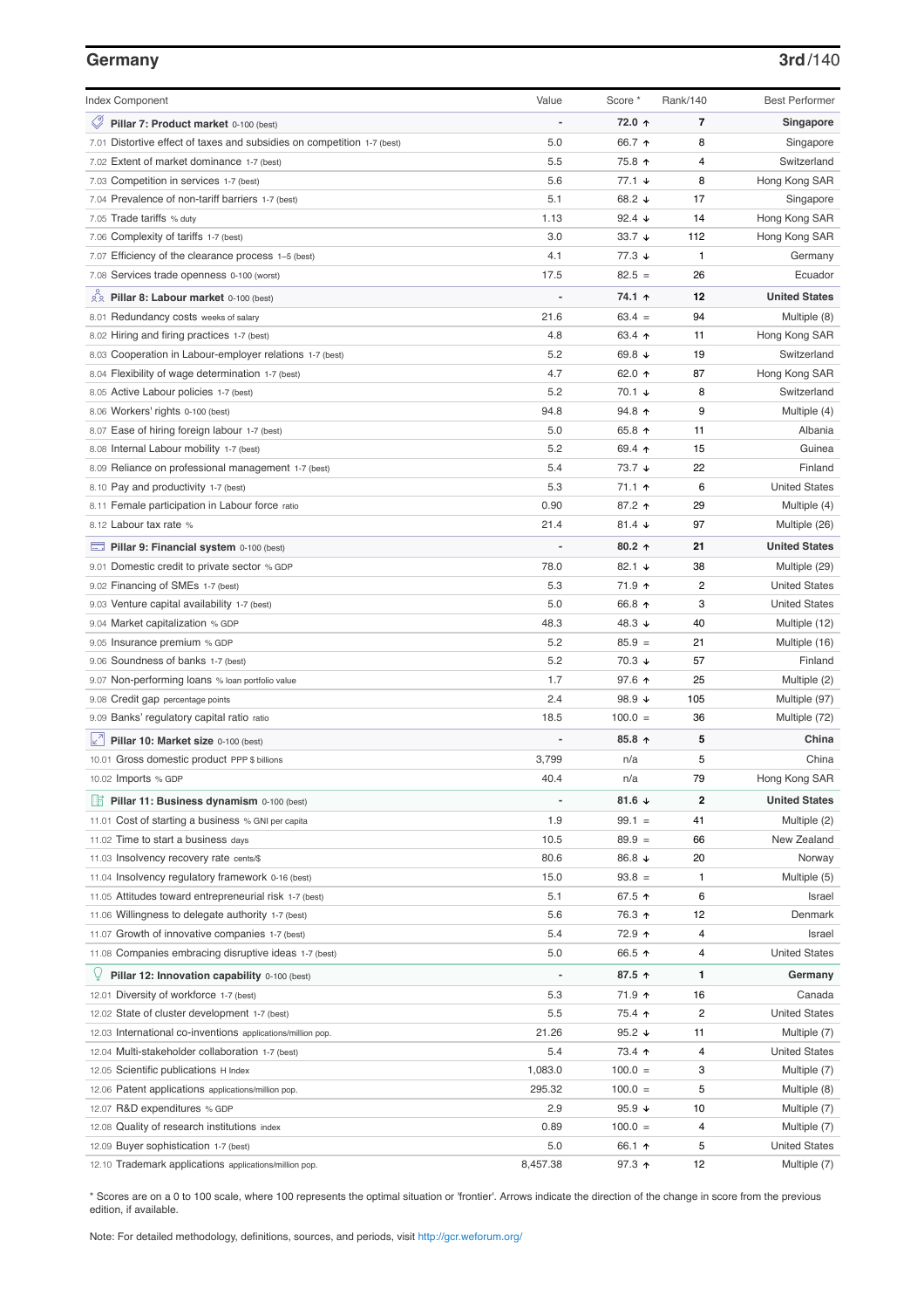## Germany

**3rd**/140

| Index Component | Value | Score * | Rank/140 | Best Performer |
|---|---|---|---|---|
| **Pillar 7: Product market** 0-100 (best) | - | **72.0 ↑** | **7** | **Singapore** |
| 7.01 Distortive effect of taxes and subsidies on competition 1-7 (best) | 5.0 | 66.7 ↑ | 8 | Singapore |
| 7.02 Extent of market dominance 1-7 (best) | 5.5 | 75.8 ↑ | 4 | Switzerland |
| 7.03 Competition in services 1-7 (best) | 5.6 | 77.1 ↓ | 8 | Hong Kong SAR |
| 7.04 Prevalence of non-tariff barriers 1-7 (best) | 5.1 | 68.2 ↓ | 17 | Singapore |
| 7.05 Trade tariffs % duty | 1.13 | 92.4 ↓ | 14 | Hong Kong SAR |
| 7.06 Complexity of tariffs 1-7 (best) | 3.0 | 33.7 ↓ | 112 | Hong Kong SAR |
| 7.07 Efficiency of the clearance process 1–5 (best) | 4.1 | 77.3 ↓ | 1 | Germany |
| 7.08 Services trade openness 0-100 (worst) | 17.5 | 82.5 = | 26 | Ecuador |
| **Pillar 8: Labour market** 0-100 (best) | - | **74.1 ↑** | **12** | **United States** |
| 8.01 Redundancy costs weeks of salary | 21.6 | 63.4 = | 94 | Multiple (8) |
| 8.02 Hiring and firing practices 1-7 (best) | 4.8 | 63.4 ↑ | 11 | Hong Kong SAR |
| 8.03 Cooperation in Labour-employer relations 1-7 (best) | 5.2 | 69.8 ↓ | 19 | Switzerland |
| 8.04 Flexibility of wage determination 1-7 (best) | 4.7 | 62.0 ↑ | 87 | Hong Kong SAR |
| 8.05 Active Labour policies 1-7 (best) | 5.2 | 70.1 ↓ | 8 | Switzerland |
| 8.06 Workers' rights 0-100 (best) | 94.8 | 94.8 ↑ | 9 | Multiple (4) |
| 8.07 Ease of hiring foreign labour 1-7 (best) | 5.0 | 65.8 ↑ | 11 | Albania |
| 8.08 Internal Labour mobility 1-7 (best) | 5.2 | 69.4 ↑ | 15 | Guinea |
| 8.09 Reliance on professional management 1-7 (best) | 5.4 | 73.7 ↓ | 22 | Finland |
| 8.10 Pay and productivity 1-7 (best) | 5.3 | 71.1 ↑ | 6 | United States |
| 8.11 Female participation in Labour force ratio | 0.90 | 87.2 ↑ | 29 | Multiple (4) |
| 8.12 Labour tax rate % | 21.4 | 81.4 ↓ | 97 | Multiple (26) |
| **Pillar 9: Financial system** 0-100 (best) | - | **80.2 ↑** | **21** | **United States** |
| 9.01 Domestic credit to private sector % GDP | 78.0 | 82.1 ↓ | 38 | Multiple (29) |
| 9.02 Financing of SMEs 1-7 (best) | 5.3 | 71.9 ↑ | 2 | United States |
| 9.03 Venture capital availability 1-7 (best) | 5.0 | 66.8 ↑ | 3 | United States |
| 9.04 Market capitalization % GDP | 48.3 | 48.3 ↓ | 40 | Multiple (12) |
| 9.05 Insurance premium % GDP | 5.2 | 85.9 = | 21 | Multiple (16) |
| 9.06 Soundness of banks 1-7 (best) | 5.2 | 70.3 ↓ | 57 | Finland |
| 9.07 Non-performing loans % loan portfolio value | 1.7 | 97.6 ↑ | 25 | Multiple (2) |
| 9.08 Credit gap percentage points | 2.4 | 98.9 ↓ | 105 | Multiple (97) |
| 9.09 Banks' regulatory capital ratio ratio | 18.5 | 100.0 = | 36 | Multiple (72) |
| **Pillar 10: Market size** 0-100 (best) | - | **85.8 ↑** | **5** | **China** |
| 10.01 Gross domestic product PPP $ billions | 3,799 | n/a | 5 | China |
| 10.02 Imports % GDP | 40.4 | n/a | 79 | Hong Kong SAR |
| **Pillar 11: Business dynamism** 0-100 (best) | - | **81.6 ↓** | **2** | **United States** |
| 11.01 Cost of starting a business % GNI per capita | 1.9 | 99.1 = | 41 | Multiple (2) |
| 11.02 Time to start a business days | 10.5 | 89.9 = | 66 | New Zealand |
| 11.03 Insolvency recovery rate cents/$ | 80.6 | 86.8 ↓ | 20 | Norway |
| 11.04 Insolvency regulatory framework 0-16 (best) | 15.0 | 93.8 = | 1 | Multiple (5) |
| 11.05 Attitudes toward entrepreneurial risk 1-7 (best) | 5.1 | 67.5 ↑ | 6 | Israel |
| 11.06 Willingness to delegate authority 1-7 (best) | 5.6 | 76.3 ↑ | 12 | Denmark |
| 11.07 Growth of innovative companies 1-7 (best) | 5.4 | 72.9 ↑ | 4 | Israel |
| 11.08 Companies embracing disruptive ideas 1-7 (best) | 5.0 | 66.5 ↑ | 4 | United States |
| **Pillar 12: Innovation capability** 0-100 (best) | - | **87.5 ↑** | **1** | **Germany** |
| 12.01 Diversity of workforce 1-7 (best) | 5.3 | 71.9 ↑ | 16 | Canada |
| 12.02 State of cluster development 1-7 (best) | 5.5 | 75.4 ↑ | 2 | United States |
| 12.03 International co-inventions applications/million pop. | 21.26 | 95.2 ↓ | 11 | Multiple (7) |
| 12.04 Multi-stakeholder collaboration 1-7 (best) | 5.4 | 73.4 ↑ | 4 | United States |
| 12.05 Scientific publications H Index | 1,083.0 | 100.0 = | 3 | Multiple (7) |
| 12.06 Patent applications applications/million pop. | 295.32 | 100.0 = | 5 | Multiple (8) |
| 12.07 R&D expenditures % GDP | 2.9 | 95.9 ↓ | 10 | Multiple (7) |
| 12.08 Quality of research institutions index | 0.89 | 100.0 = | 4 | Multiple (7) |
| 12.09 Buyer sophistication 1-7 (best) | 5.0 | 66.1 ↑ | 5 | United States |
| 12.10 Trademark applications applications/million pop. | 8,457.38 | 97.3 ↑ | 12 | Multiple (7) |

\* Scores are on a 0 to 100 scale, where 100 represents the optimal situation or 'frontier'. Arrows indicate the direction of the change in score from the previous edition, if available.

Note: For detailed methodology, definitions, sources, and periods, visit http://gcr.weforum.org/